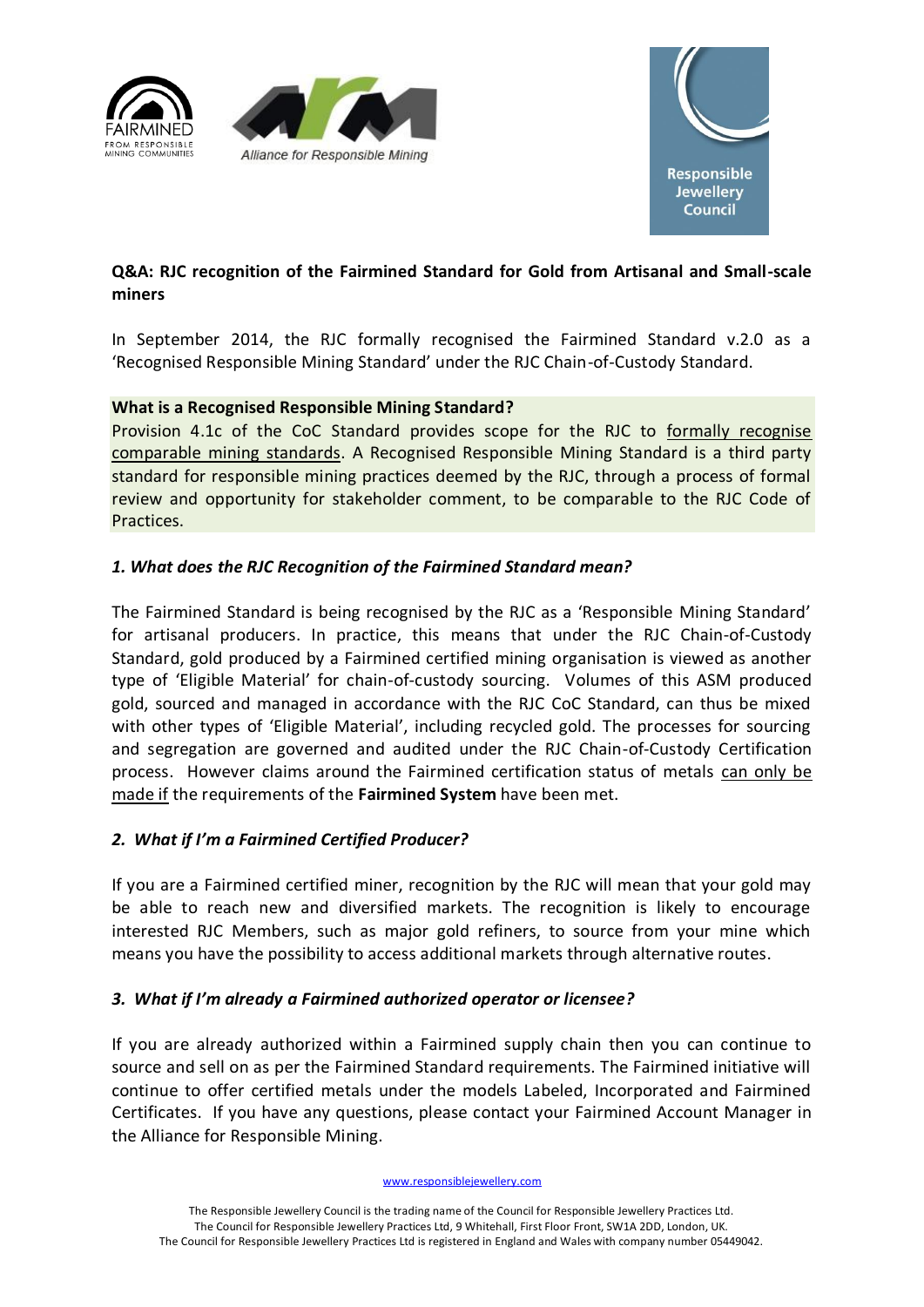**Q&A: RJC recognition of the Fairmined Standard for Gold from Artisanal and Small-scale miners**

In September 2014, the RJC formally recognised the Fairmined Standard v.2.0 as a 'Recognised Responsible Mining Standard' under the RJC Chain-of-Custody Standard.

**What is a Recognised Responsible Mining Standard?**

Provision 4.1c of the CoC Standard provides scope for the RJC to formally recognise comparable mining standards. A Recognised Responsible Mining Standard is a third party standard for responsible mining practices deemed by the RJC, through a process of formal review and opportunity for stakeholder comment, to be comparable to the RJC Code of Practices.

***1. What does the RJC Recognition of the Fairmined Standard mean?***

The Fairmined Standard is being recognised by the RJC as a 'Responsible Mining Standard' for artisanal producers. In practice, this means that under the RJC Chain-of-Custody Standard, gold produced by a Fairmined certified mining organisation is viewed as another type of 'Eligible Material' for chain-of-custody sourcing. Volumes of this ASM produced gold, sourced and managed in accordance with the RJC CoC Standard, can thus be mixed with other types of 'Eligible Material', including recycled gold. The processes for sourcing and segregation are governed and audited under the RJC Chain-of-Custody Certification process. However claims around the Fairmined certification status of metals can only be made if the requirements of the **Fairmined System** have been met.

***2. What if I'm a Fairmined Certified Producer?***

If you are a Fairmined certified miner, recognition by the RJC will mean that your gold may be able to reach new and diversified markets. The recognition is likely to encourage interested RJC Members, such as major gold refiners, to source from your mine which means you have the possibility to access additional markets through alternative routes.

***3. What if I'm already a Fairmined authorized operator or licensee?***

If you are already authorized within a Fairmined supply chain then you can continue to source and sell on as per the Fairmined Standard requirements. The Fairmined initiative will continue to offer certified metals under the models Labeled, Incorporated and Fairmined Certificates. If you have any questions, please contact your Fairmined Account Manager in the Alliance for Responsible Mining.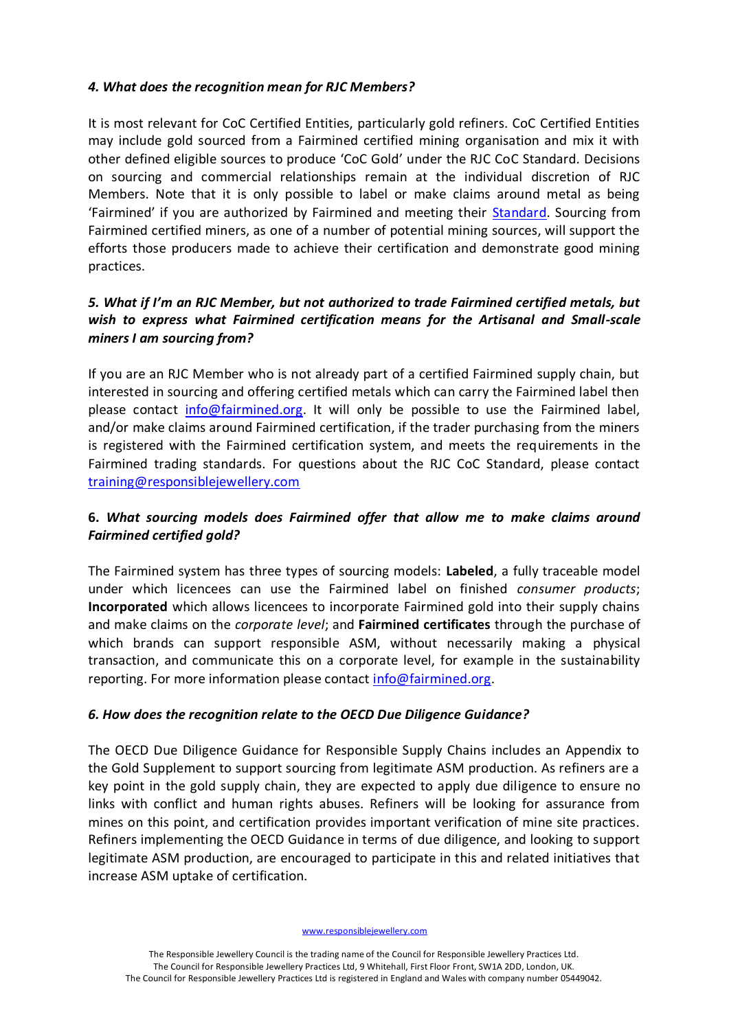### *4. What does the recognition mean for RJC Members?*

It is most relevant for CoC Certified Entities, particularly gold refiners. CoC Certified Entities may include gold sourced from a Fairmined certified mining organisation and mix it with other defined eligible sources to produce 'CoC Gold' under the RJC CoC Standard. Decisions on sourcing and commercial relationships remain at the individual discretion of RJC Members. Note that it is only possible to label or make claims around metal as being 'Fairmined' if you are authorized by Fairmined and meeting their Standard. Sourcing from Fairmined certified miners, as one of a number of potential mining sources, will support the efforts those producers made to achieve their certification and demonstrate good mining practices.

### *5. What if I'm an RJC Member, but not authorized to trade Fairmined certified metals, but wish to express what Fairmined certification means for the Artisanal and Small-scale miners I am sourcing from?*

If you are an RJC Member who is not already part of a certified Fairmined supply chain, but interested in sourcing and offering certified metals which can carry the Fairmined label then please contact info@fairmined.org. It will only be possible to use the Fairmined label, and/or make claims around Fairmined certification, if the trader purchasing from the miners is registered with the Fairmined certification system, and meets the requirements in the Fairmined trading standards. For questions about the RJC CoC Standard, please contact training@responsiblejewellery.com

### **6.** *What sourcing models does Fairmined offer that allow me to make claims around Fairmined certified gold?*

The Fairmined system has three types of sourcing models: **Labeled**, a fully traceable model under which licencees can use the Fairmined label on finished *consumer products*; **Incorporated** which allows licencees to incorporate Fairmined gold into their supply chains and make claims on the *corporate level*; and **Fairmined certificates** through the purchase of which brands can support responsible ASM, without necessarily making a physical transaction, and communicate this on a corporate level, for example in the sustainability reporting. For more information please contact info@fairmined.org.

### *6. How does the recognition relate to the OECD Due Diligence Guidance?*

The OECD Due Diligence Guidance for Responsible Supply Chains includes an Appendix to the Gold Supplement to support sourcing from legitimate ASM production. As refiners are a key point in the gold supply chain, they are expected to apply due diligence to ensure no links with conflict and human rights abuses. Refiners will be looking for assurance from mines on this point, and certification provides important verification of mine site practices. Refiners implementing the OECD Guidance in terms of due diligence, and looking to support legitimate ASM production, are encouraged to participate in this and related initiatives that increase ASM uptake of certification.

www.responsiblejewellery.com

The Responsible Jewellery Council is the trading name of the Council for Responsible Jewellery Practices Ltd.
The Council for Responsible Jewellery Practices Ltd, 9 Whitehall, First Floor Front, SW1A 2DD, London, UK.
The Council for Responsible Jewellery Practices Ltd is registered in England and Wales with company number 05449042.